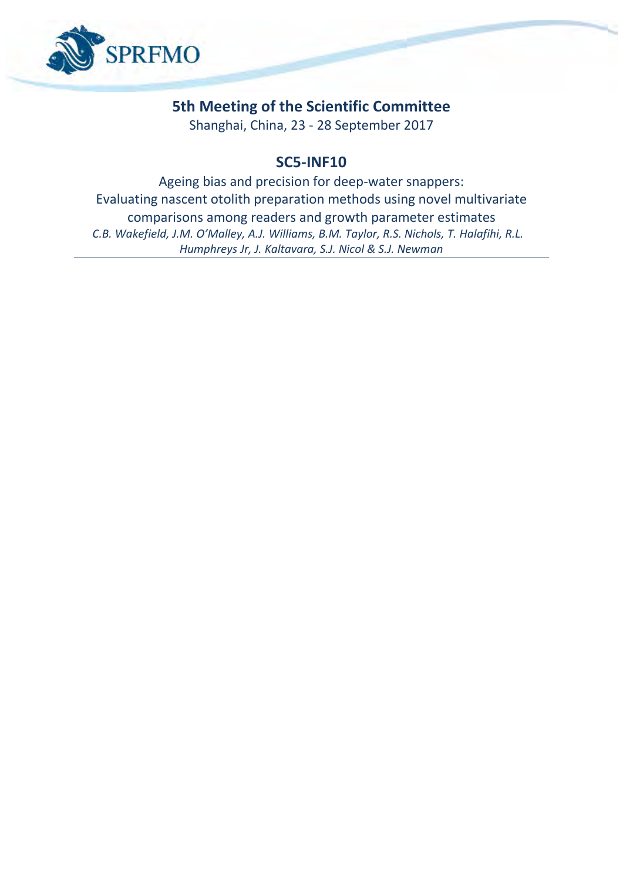SPRFMO

## 5th Meeting of the Scientific Committee

Shanghai, China, 23 - 28 September 2017

## SC5-INF10

Ageing bias and precision for deep-water snappers:
Evaluating nascent otolith preparation methods using novel multivariate comparisons among readers and growth parameter estimates

*C.B. Wakefield, J.M. O'Malley, A.J. Williams, B.M. Taylor, R.S. Nichols, T. Halafihi, R.L. Humphreys Jr, J. Kaltavara, S.J. Nicol & S.J. Newman*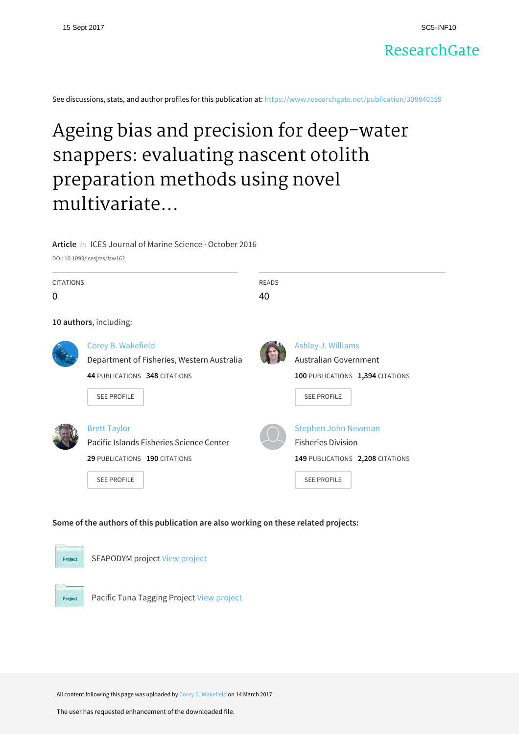15 Sept 2017 SC5-INF10

ResearchGate

See discussions, stats, and author profiles for this publication at: https://www.researchgate.net/publication/308840159

# Ageing bias and precision for deep-water snappers: evaluating nascent otolith preparation methods using novel multivariate...

**Article** *in* ICES Journal of Marine Science · October 2016

DOI: 10.1093/icesjms/fsw162

| CITATIONS | READS |
|---|---|
| 0 | 40 |

**10 authors**, including:

**Corey B. Wakefield**
Department of Fisheries, Western Australia
**44** PUBLICATIONS **348** CITATIONS
SEE PROFILE

**Ashley J. Williams**
Australian Government
**100** PUBLICATIONS **1,394** CITATIONS
SEE PROFILE

**Brett Taylor**
Pacific Islands Fisheries Science Center
**29** PUBLICATIONS **190** CITATIONS
SEE PROFILE

**Stephen John Newman**
Fisheries Division
**149** PUBLICATIONS **2,208** CITATIONS
SEE PROFILE

**Some of the authors of this publication are also working on these related projects:**

- SEAPODYM project View project
- Pacific Tuna Tagging Project View project

All content following this page was uploaded by Corey B. Wakefield on 14 March 2017.

The user has requested enhancement of the downloaded file.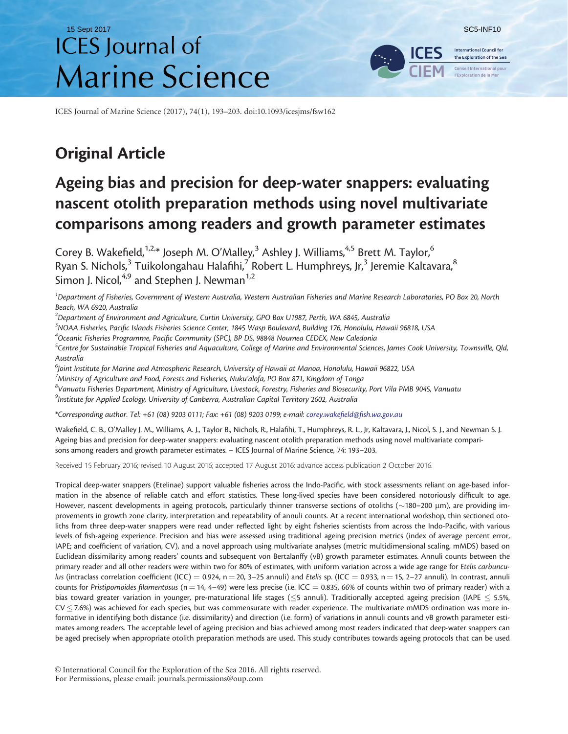15 Sept 2017

SC5-INF10

# ICES Journal of Marine Science

ICES Journal of Marine Science (2017), 74(1), 193–203. doi:10.1093/icesjms/fsw162

## Original Article

# Ageing bias and precision for deep-water snappers: evaluating nascent otolith preparation methods using novel multivariate comparisons among readers and growth parameter estimates

Corey B. Wakefield,[1,2,*] Joseph M. O'Malley,[3] Ashley J. Williams,[4,5] Brett M. Taylor,[6] Ryan S. Nichols,[3] Tuikolongahau Halafihi,[7] Robert L. Humphreys, Jr,[3] Jeremie Kaltavara,[8] Simon J. Nicol,[4,9] and Stephen J. Newman[1,2]

[1]*Department of Fisheries, Government of Western Australia, Western Australian Fisheries and Marine Research Laboratories, PO Box 20, North Beach, WA 6920, Australia*

[2]*Department of Environment and Agriculture, Curtin University, GPO Box U1987, Perth, WA 6845, Australia*

[3]*NOAA Fisheries, Pacific Islands Fisheries Science Center, 1845 Wasp Boulevard, Building 176, Honolulu, Hawaii 96818, USA*

[4]*Oceanic Fisheries Programme, Pacific Community (SPC), BP D5, 98848 Noumea CEDEX, New Caledonia*

[5]*Centre for Sustainable Tropical Fisheries and Aquaculture, College of Marine and Environmental Sciences, James Cook University, Townsville, Qld, Australia*

[6]*Joint Institute for Marine and Atmospheric Research, University of Hawaii at Manoa, Honolulu, Hawaii 96822, USA*

[7]*Ministry of Agriculture and Food, Forests and Fisheries, Nuku'alofa, PO Box 871, Kingdom of Tonga*

[8]*Vanuatu Fisheries Department, Ministry of Agriculture, Livestock, Forestry, Fisheries and Biosecurity, Port Vila PMB 9045, Vanuatu*

[9]*Institute for Applied Ecology, University of Canberra, Australian Capital Territory 2602, Australia*

*Corresponding author. Tel: +61 (08) 9203 0111; Fax: +61 (08) 9203 0199; e-mail: corey.wakefield@fish.wa.gov.au

Wakefield, C. B., O'Malley J. M., Williams, A. J., Taylor B., Nichols, R., Halafihi, T., Humphreys, R. L., Jr, Kaltavara, J., Nicol, S. J., and Newman S. J. Ageing bias and precision for deep-water snappers: evaluating nascent otolith preparation methods using novel multivariate comparisons among readers and growth parameter estimates. – ICES Journal of Marine Science, 74: 193–203.

Received 15 February 2016; revised 10 August 2016; accepted 17 August 2016; advance access publication 2 October 2016.

Tropical deep-water snappers (Etelinae) support valuable fisheries across the Indo-Pacific, with stock assessments reliant on age-based information in the absence of reliable catch and effort statistics. These long-lived species have been considered notoriously difficult to age. However, nascent developments in ageing protocols, particularly thinner transverse sections of otoliths (~180–200 μm), are providing improvements in growth zone clarity, interpretation and repeatability of annuli counts. At a recent international workshop, thin sectioned otoliths from three deep-water snappers were read under reflected light by eight fisheries scientists from across the Indo-Pacific, with various levels of fish-ageing experience. Precision and bias were assessed using traditional ageing precision metrics (index of average percent error, IAPE; and coefficient of variation, CV), and a novel approach using multivariate analyses (metric multidimensional scaling, mMDS) based on Euclidean dissimilarity among readers' counts and subsequent von Bertalanffy (vB) growth parameter estimates. Annuli counts between the primary reader and all other readers were within two for 80% of estimates, with uniform variation across a wide age range for *Etelis carbunculus* (intraclass correlation coefficient (ICC) = 0.924, n = 20, 3–25 annuli) and *Etelis* sp. (ICC = 0.933, n = 15, 2–27 annuli). In contrast, annuli counts for *Pristipomoides filamentosus* (n = 14, 4–49) were less precise (i.e. ICC = 0.835, 66% of counts within two of primary reader) with a bias toward greater variation in younger, pre-maturational life stages (≤5 annuli). Traditionally accepted ageing precision (IAPE ≤ 5.5%, CV ≤ 7.6%) was achieved for each species, but was commensurate with reader experience. The multivariate mMDS ordination was more informative in identifying both distance (i.e. dissimilarity) and direction (i.e. form) of variations in annuli counts and vB growth parameter estimates among readers. The acceptable level of ageing precision and bias achieved among most readers indicated that deep-water snappers can be aged precisely when appropriate otolith preparation methods are used. This study contributes towards ageing protocols that can be used

© International Council for the Exploration of the Sea 2016. All rights reserved.
For Permissions, please email: journals.permissions@oup.com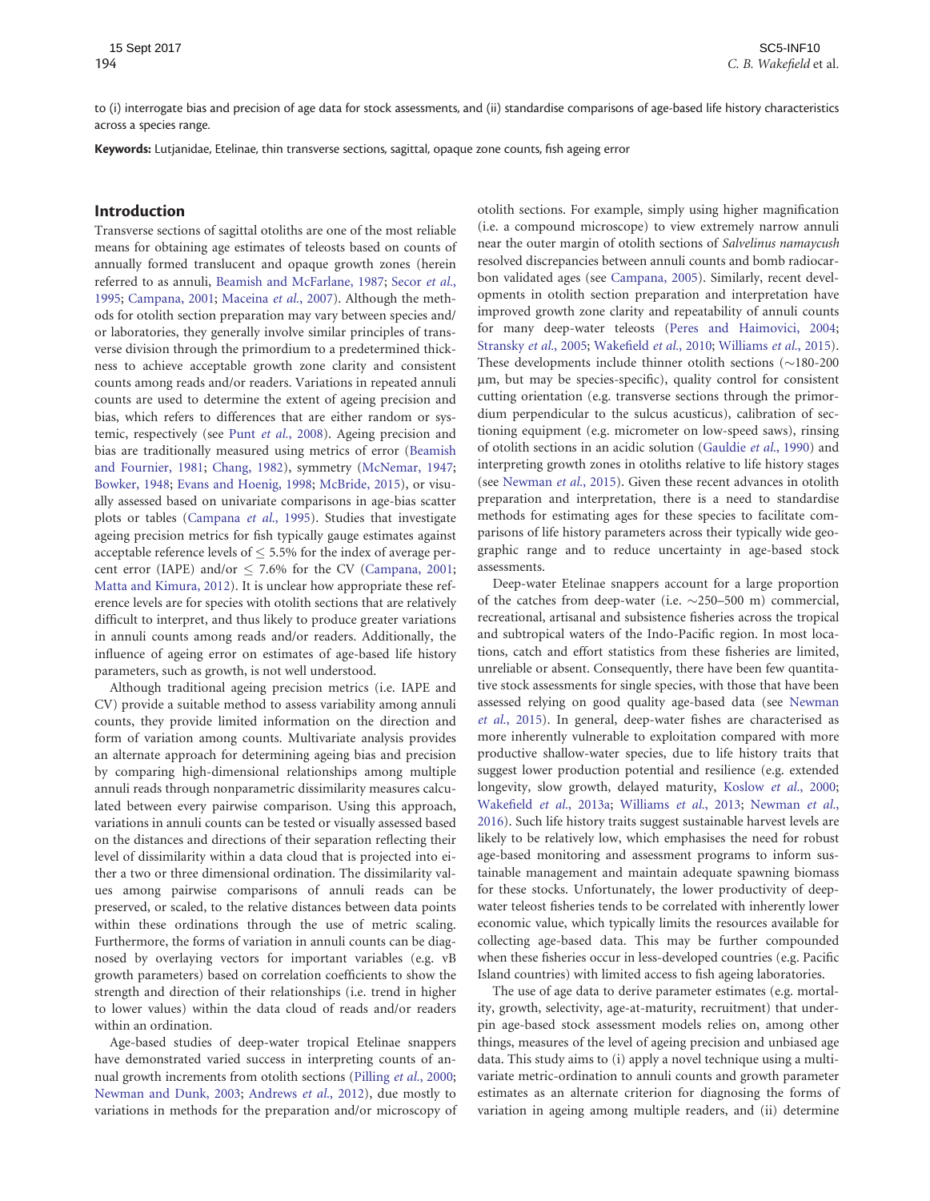to (i) interrogate bias and precision of age data for stock assessments, and (ii) standardise comparisons of age-based life history characteristics across a species range.

**Keywords:** Lutjanidae, Etelinae, thin transverse sections, sagittal, opaque zone counts, fish ageing error

## Introduction

Transverse sections of sagittal otoliths are one of the most reliable means for obtaining age estimates of teleosts based on counts of annually formed translucent and opaque growth zones (herein referred to as annuli, Beamish and McFarlane, 1987; Secor *et al.*, 1995; Campana, 2001; Maceina *et al.*, 2007). Although the methods for otolith section preparation may vary between species and/or laboratories, they generally involve similar principles of transverse division through the primordium to a predetermined thickness to achieve acceptable growth zone clarity and consistent counts among reads and/or readers. Variations in repeated annuli counts are used to determine the extent of ageing precision and bias, which refers to differences that are either random or systemic, respectively (see Punt *et al.*, 2008). Ageing precision and bias are traditionally measured using metrics of error (Beamish and Fournier, 1981; Chang, 1982), symmetry (McNemar, 1947; Bowker, 1948; Evans and Hoenig, 1998; McBride, 2015), or visually assessed based on univariate comparisons in age-bias scatter plots or tables (Campana *et al.*, 1995). Studies that investigate ageing precision metrics for fish typically gauge estimates against acceptable reference levels of $\leq$ 5.5% for the index of average percent error (IAPE) and/or $\leq$ 7.6% for the CV (Campana, 2001; Matta and Kimura, 2012). It is unclear how appropriate these reference levels are for species with otolith sections that are relatively difficult to interpret, and thus likely to produce greater variations in annuli counts among reads and/or readers. Additionally, the influence of ageing error on estimates of age-based life history parameters, such as growth, is not well understood.

Although traditional ageing precision metrics (i.e. IAPE and CV) provide a suitable method to assess variability among annuli counts, they provide limited information on the direction and form of variation among counts. Multivariate analysis provides an alternate approach for determining ageing bias and precision by comparing high-dimensional relationships among multiple annuli reads through nonparametric dissimilarity measures calculated between every pairwise comparison. Using this approach, variations in annuli counts can be tested or visually assessed based on the distances and directions of their separation reflecting their level of dissimilarity within a data cloud that is projected into either a two or three dimensional ordination. The dissimilarity values among pairwise comparisons of annuli reads can be preserved, or scaled, to the relative distances between data points within these ordinations through the use of metric scaling. Furthermore, the forms of variation in annuli counts can be diagnosed by overlaying vectors for important variables (e.g. vB growth parameters) based on correlation coefficients to show the strength and direction of their relationships (i.e. trend in higher to lower values) within the data cloud of reads and/or readers within an ordination.

Age-based studies of deep-water tropical Etelinae snappers have demonstrated varied success in interpreting counts of annual growth increments from otolith sections (Pilling *et al.*, 2000; Newman and Dunk, 2003; Andrews *et al.*, 2012), due mostly to variations in methods for the preparation and/or microscopy of otolith sections. For example, simply using higher magnification (i.e. a compound microscope) to view extremely narrow annuli near the outer margin of otolith sections of *Salvelinus namaycush* resolved discrepancies between annuli counts and bomb radiocarbon validated ages (see Campana, 2005). Similarly, recent developments in otolith section preparation and interpretation have improved growth zone clarity and repeatability of annuli counts for many deep-water teleosts (Peres and Haimovici, 2004; Stransky *et al.*, 2005; Wakefield *et al.*, 2010; Williams *et al.*, 2015). These developments include thinner otolith sections (~180-200 µm, but may be species-specific), quality control for consistent cutting orientation (e.g. transverse sections through the primordium perpendicular to the sulcus acusticus), calibration of sectioning equipment (e.g. micrometer on low-speed saws), rinsing of otolith sections in an acidic solution (Gauldie *et al.*, 1990) and interpreting growth zones in otoliths relative to life history stages (see Newman *et al.*, 2015). Given these recent advances in otolith preparation and interpretation, there is a need to standardise methods for estimating ages for these species to facilitate comparisons of life history parameters across their typically wide geographic range and to reduce uncertainty in age-based stock assessments.

Deep-water Etelinae snappers account for a large proportion of the catches from deep-water (i.e. ~250–500 m) commercial, recreational, artisanal and subsistence fisheries across the tropical and subtropical waters of the Indo-Pacific region. In most locations, catch and effort statistics from these fisheries are limited, unreliable or absent. Consequently, there have been few quantitative stock assessments for single species, with those that have been assessed relying on good quality age-based data (see Newman *et al.*, 2015). In general, deep-water fishes are characterised as more inherently vulnerable to exploitation compared with more productive shallow-water species, due to life history traits that suggest lower production potential and resilience (e.g. extended longevity, slow growth, delayed maturity, Koslow *et al.*, 2000; Wakefield *et al.*, 2013a; Williams *et al.*, 2013; Newman *et al.*, 2016). Such life history traits suggest sustainable harvest levels are likely to be relatively low, which emphasises the need for robust age-based monitoring and assessment programs to inform sustainable management and maintain adequate spawning biomass for these stocks. Unfortunately, the lower productivity of deep-water teleost fisheries tends to be correlated with inherently lower economic value, which typically limits the resources available for collecting age-based data. This may be further compounded when these fisheries occur in less-developed countries (e.g. Pacific Island countries) with limited access to fish ageing laboratories.

The use of age data to derive parameter estimates (e.g. mortality, growth, selectivity, age-at-maturity, recruitment) that underpin age-based stock assessment models relies on, among other things, measures of the level of ageing precision and unbiased age data. This study aims to (i) apply a novel technique using a multivariate metric-ordination to annuli counts and growth parameter estimates as an alternate criterion for diagnosing the forms of variation in ageing among multiple readers, and (ii) determine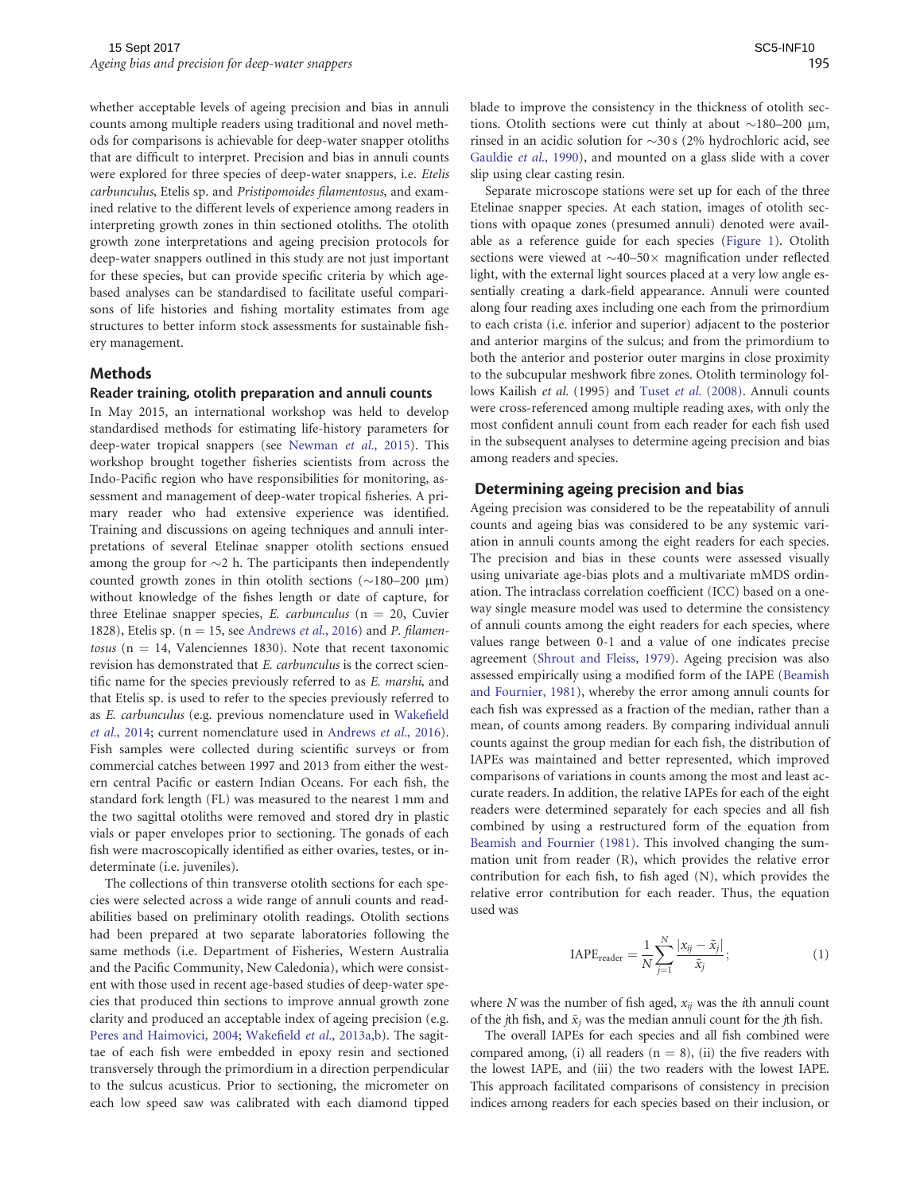whether acceptable levels of ageing precision and bias in annuli counts among multiple readers using traditional and novel methods for comparisons is achievable for deep-water snapper otoliths that are difficult to interpret. Precision and bias in annuli counts were explored for three species of deep-water snappers, i.e. *Etelis carbunculus*, Etelis sp. and *Pristipomoides filamentosus*, and examined relative to the different levels of experience among readers in interpreting growth zones in thin sectioned otoliths. The otolith growth zone interpretations and ageing precision protocols for deep-water snappers outlined in this study are not just important for these species, but can provide specific criteria by which age-based analyses can be standardised to facilitate useful comparisons of life histories and fishing mortality estimates from age structures to better inform stock assessments for sustainable fishery management.

## Methods

### Reader training, otolith preparation and annuli counts

In May 2015, an international workshop was held to develop standardised methods for estimating life-history parameters for deep-water tropical snappers (see Newman *et al.*, 2015). This workshop brought together fisheries scientists from across the Indo-Pacific region who have responsibilities for monitoring, assessment and management of deep-water tropical fisheries. A primary reader who had extensive experience was identified. Training and discussions on ageing techniques and annuli interpretations of several Etelinae snapper otolith sections ensued among the group for ~2 h. The participants then independently counted growth zones in thin otolith sections (~180–200 μm) without knowledge of the fishes length or date of capture, for three Etelinae snapper species, *E. carbunculus* (n = 20, Cuvier 1828), Etelis sp. (n = 15, see Andrews *et al.*, 2016) and *P. filamentosus* (n = 14, Valenciennes 1830). Note that recent taxonomic revision has demonstrated that *E. carbunculus* is the correct scientific name for the species previously referred to as *E. marshi*, and that Etelis sp. is used to refer to the species previously referred to as *E. carbunculus* (e.g. previous nomenclature used in Wakefield *et al.*, 2014; current nomenclature used in Andrews *et al.*, 2016). Fish samples were collected during scientific surveys or from commercial catches between 1997 and 2013 from either the western central Pacific or eastern Indian Oceans. For each fish, the standard fork length (FL) was measured to the nearest 1 mm and the two sagittal otoliths were removed and stored dry in plastic vials or paper envelopes prior to sectioning. The gonads of each fish were macroscopically identified as either ovaries, testes, or indeterminate (i.e. juveniles).

The collections of thin transverse otolith sections for each species were selected across a wide range of annuli counts and readabilities based on preliminary otolith readings. Otolith sections had been prepared at two separate laboratories following the same methods (i.e. Department of Fisheries, Western Australia and the Pacific Community, New Caledonia), which were consistent with those used in recent age-based studies of deep-water species that produced thin sections to improve annual growth zone clarity and produced an acceptable index of ageing precision (e.g. Peres and Haimovici, 2004; Wakefield *et al.*, 2013a,b). The sagittae of each fish were embedded in epoxy resin and sectioned transversely through the primordium in a direction perpendicular to the sulcus acusticus. Prior to sectioning, the micrometer on each low speed saw was calibrated with each diamond tipped blade to improve the consistency in the thickness of otolith sections. Otolith sections were cut thinly at about ~180–200 μm, rinsed in an acidic solution for ~30 s (2% hydrochloric acid, see Gauldie *et al.*, 1990), and mounted on a glass slide with a cover slip using clear casting resin.

Separate microscope stations were set up for each of the three Etelinae snapper species. At each station, images of otolith sections with opaque zones (presumed annuli) denoted were available as a reference guide for each species (Figure 1). Otolith sections were viewed at ~40–50× magnification under reflected light, with the external light sources placed at a very low angle essentially creating a dark-field appearance. Annuli were counted along four reading axes including one each from the primordium to each crista (i.e. inferior and superior) adjacent to the posterior and anterior margins of the sulcus; and from the primordium to both the anterior and posterior outer margins in close proximity to the subcupular meshwork fibre zones. Otolith terminology follows Kailish *et al.* (1995) and Tuset *et al.* (2008). Annuli counts were cross-referenced among multiple reading axes, with only the most confident annuli count from each reader for each fish used in the subsequent analyses to determine ageing precision and bias among readers and species.

### Determining ageing precision and bias

Ageing precision was considered to be the repeatability of annuli counts and ageing bias was considered to be any systemic variation in annuli counts among the eight readers for each species. The precision and bias in these counts were assessed visually using univariate age-bias plots and a multivariate mMDS ordination. The intraclass correlation coefficient (ICC) based on a one-way single measure model was used to determine the consistency of annuli counts among the eight readers for each species, where values range between 0-1 and a value of one indicates precise agreement (Shrout and Fleiss, 1979). Ageing precision was also assessed empirically using a modified form of the IAPE (Beamish and Fournier, 1981), whereby the error among annuli counts for each fish was expressed as a fraction of the median, rather than a mean, of counts among readers. By comparing individual annuli counts against the group median for each fish, the distribution of IAPEs was maintained and better represented, which improved comparisons of variations in counts among the most and least accurate readers. In addition, the relative IAPEs for each of the eight readers were determined separately for each species and all fish combined by using a restructured form of the equation from Beamish and Fournier (1981). This involved changing the summation unit from reader (R), which provides the relative error contribution for each fish, to fish aged (N), which provides the relative error contribution for each reader. Thus, the equation used was

$$\mathrm{IAPE_{reader}} = \frac{1}{N}\sum_{j=1}^{N}\frac{|x_{ij} - \tilde{x}_j|}{\tilde{x}_j}; \quad (1)$$

where $N$ was the number of fish aged, $x_{ij}$ was the $i$th annuli count of the $j$th fish, and $\tilde{x}_j$ was the median annuli count for the $j$th fish.

The overall IAPEs for each species and all fish combined were compared among, (i) all readers (n = 8), (ii) the five readers with the lowest IAPE, and (iii) the two readers with the lowest IAPE. This approach facilitated comparisons of consistency in precision indices among readers for each species based on their inclusion, or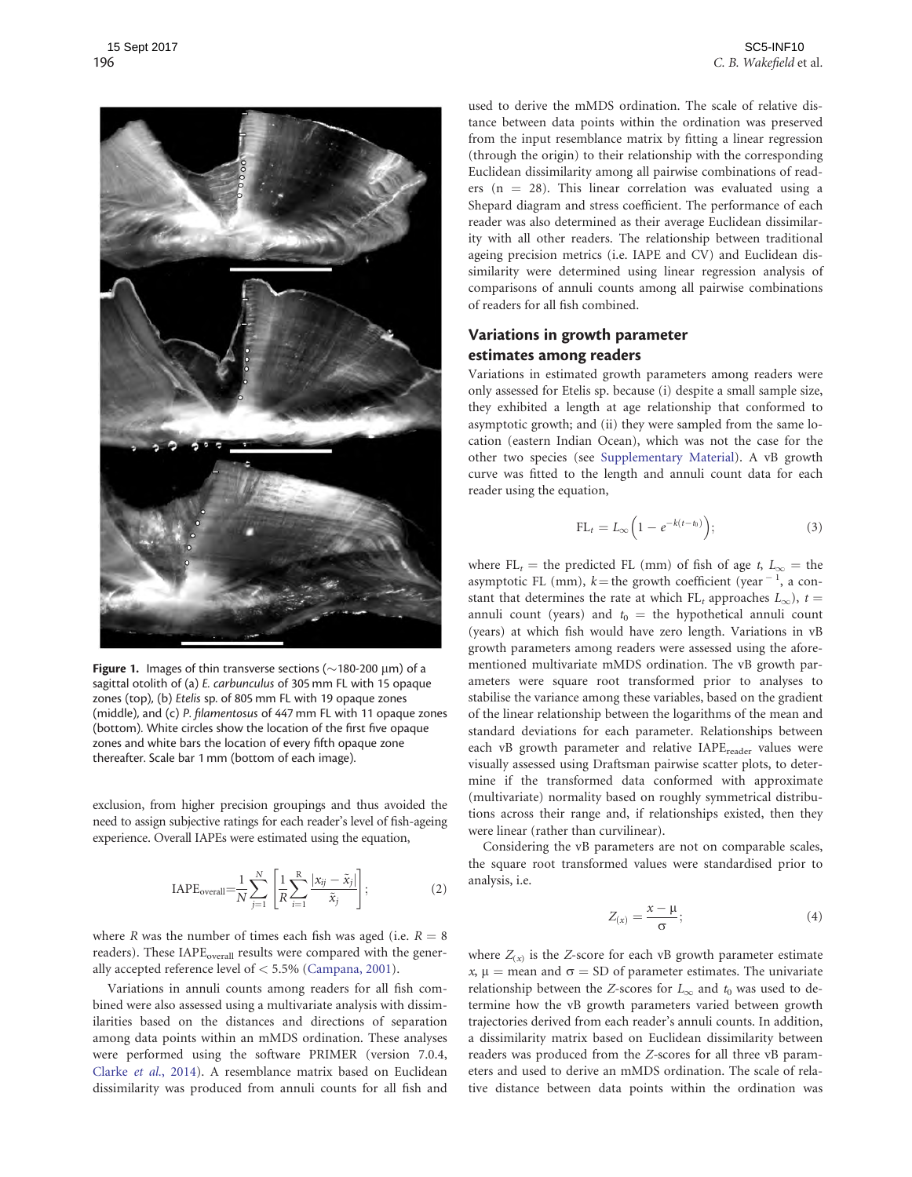Figure 1. Images of thin transverse sections (~180-200 μm) of a sagittal otolith of (a) *E. carbunculus* of 305 mm FL with 15 opaque zones (top), (b) *Etelis* sp. of 805 mm FL with 19 opaque zones (middle), and (c) *P. filamentosus* of 447 mm FL with 11 opaque zones (bottom). White circles show the location of the first five opaque zones and white bars the location of every fifth opaque zone thereafter. Scale bar 1 mm (bottom of each image).

exclusion, from higher precision groupings and thus avoided the need to assign subjective ratings for each reader's level of fish-ageing experience. Overall IAPEs were estimated using the equation,

$$\mathrm{IAPE}_{\mathrm{overall}} = \frac{1}{N}\sum_{j=1}^{N}\left[\frac{1}{R}\sum_{i=1}^{R}\frac{|x_{ij}-\tilde{x}_j|}{\tilde{x}_j}\right]; \tag{2}$$

where $R$ was the number of times each fish was aged (i.e. $R = 8$ readers). These $\mathrm{IAPE}_{\mathrm{overall}}$ results were compared with the generally accepted reference level of < 5.5% (Campana, 2001).

Variations in annuli counts among readers for all fish combined were also assessed using a multivariate analysis with dissimilarities based on the distances and directions of separation among data points within an mMDS ordination. These analyses were performed using the software PRIMER (version 7.0.4, Clarke *et al.*, 2014). A resemblance matrix based on Euclidean dissimilarity was produced from annuli counts for all fish and used to derive the mMDS ordination. The scale of relative distance between data points within the ordination was preserved from the input resemblance matrix by fitting a linear regression (through the origin) to their relationship with the corresponding Euclidean dissimilarity among all pairwise combinations of readers (n = 28). This linear correlation was evaluated using a Shepard diagram and stress coefficient. The performance of each reader was also determined as their average Euclidean dissimilarity with all other readers. The relationship between traditional ageing precision metrics (i.e. IAPE and CV) and Euclidean dissimilarity were determined using linear regression analysis of comparisons of annuli counts among all pairwise combinations of readers for all fish combined.

## Variations in growth parameter estimates among readers

Variations in estimated growth parameters among readers were only assessed for Etelis sp. because (i) despite a small sample size, they exhibited a length at age relationship that conformed to asymptotic growth; and (ii) they were sampled from the same location (eastern Indian Ocean), which was not the case for the other two species (see Supplementary Material). A vB growth curve was fitted to the length and annuli count data for each reader using the equation,

$$\mathrm{FL}_t = L_\infty\left(1 - e^{-k(t-t_0)}\right); \tag{3}$$

where $\mathrm{FL}_t$ = the predicted FL (mm) of fish of age $t$, $L_\infty$ = the asymptotic FL (mm), $k$ = the growth coefficient (year$^{-1}$, a constant that determines the rate at which $\mathrm{FL}_t$ approaches $L_\infty$), $t$ = annuli count (years) and $t_0$ = the hypothetical annuli count (years) at which fish would have zero length. Variations in vB growth parameters among readers were assessed using the aforementioned multivariate mMDS ordination. The vB growth parameters were square root transformed prior to analyses to stabilise the variance among these variables, based on the gradient of the linear relationship between the logarithms of the mean and standard deviations for each parameter. Relationships between each vB growth parameter and relative $\mathrm{IAPE}_{\mathrm{reader}}$ values were visually assessed using Draftsman pairwise scatter plots, to determine if the transformed data conformed with approximate (multivariate) normality based on roughly symmetrical distributions across their range and, if relationships existed, then they were linear (rather than curvilinear).

Considering the vB parameters are not on comparable scales, the square root transformed values were standardised prior to analysis, i.e.

$$Z_{(x)} = \frac{x - \mu}{\sigma}; \tag{4}$$

where $Z_{(x)}$ is the $Z$-score for each vB growth parameter estimate $x$, $\mu$ = mean and $\sigma$ = SD of parameter estimates. The univariate relationship between the $Z$-scores for $L_\infty$ and $t_0$ was used to determine how the vB growth parameters varied between growth trajectories derived from each reader's annuli counts. In addition, a dissimilarity matrix based on Euclidean dissimilarity between readers was produced from the $Z$-scores for all three vB parameters and used to derive an mMDS ordination. The scale of relative distance between data points within the ordination was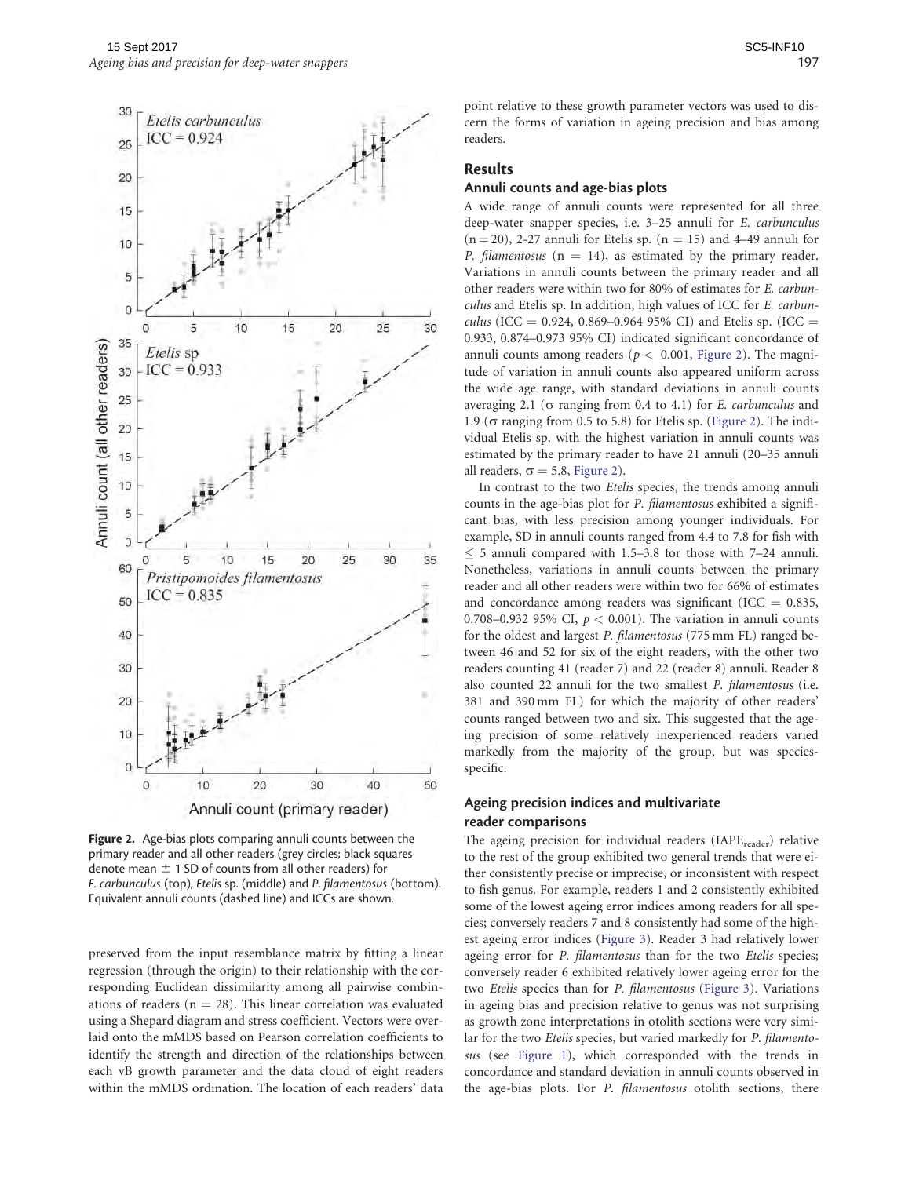Figure 2. Age-bias plots comparing annuli counts between the primary reader and all other readers (grey circles; black squares denote mean ± 1 SD of counts from all other readers) for *E. carbunculus* (top), *Etelis* sp. (middle) and *P. filamentosus* (bottom). Equivalent annuli counts (dashed line) and ICCs are shown.

preserved from the input resemblance matrix by fitting a linear regression (through the origin) to their relationship with the corresponding Euclidean dissimilarity among all pairwise combinations of readers (n = 28). This linear correlation was evaluated using a Shepard diagram and stress coefficient. Vectors were overlaid onto the mMDS based on Pearson correlation coefficients to identify the strength and direction of the relationships between each vB growth parameter and the data cloud of eight readers within the mMDS ordination. The location of each readers' data point relative to these growth parameter vectors was used to discern the forms of variation in ageing precision and bias among readers.

## Results

### Annuli counts and age-bias plots

A wide range of annuli counts were represented for all three deep-water snapper species, i.e. 3–25 annuli for *E. carbunculus* (n = 20), 2-27 annuli for Etelis sp. (n = 15) and 4–49 annuli for *P. filamentosus* (n = 14), as estimated by the primary reader. Variations in annuli counts between the primary reader and all other readers were within two for 80% of estimates for *E. carbunculus* and Etelis sp. In addition, high values of ICC for *E. carbunculus* (ICC = 0.924, 0.869–0.964 95% CI) and Etelis sp. (ICC = 0.933, 0.874–0.973 95% CI) indicated significant concordance of annuli counts among readers ($p <$ 0.001, Figure 2). The magnitude of variation in annuli counts also appeared uniform across the wide age range, with standard deviations in annuli counts averaging 2.1 ($\sigma$ ranging from 0.4 to 4.1) for *E. carbunculus* and 1.9 ($\sigma$ ranging from 0.5 to 5.8) for Etelis sp. (Figure 2). The individual Etelis sp. with the highest variation in annuli counts was estimated by the primary reader to have 21 annuli (20–35 annuli all readers, $\sigma$ = 5.8, Figure 2).

In contrast to the two *Etelis* species, the trends among annuli counts in the age-bias plot for *P. filamentosus* exhibited a significant bias, with less precision among younger individuals. For example, SD in annuli counts ranged from 4.4 to 7.8 for fish with ≤ 5 annuli compared with 1.5–3.8 for those with 7–24 annuli. Nonetheless, variations in annuli counts between the primary reader and all other readers were within two for 66% of estimates and concordance among readers was significant (ICC = 0.835, 0.708–0.932 95% CI, $p <$ 0.001). The variation in annuli counts for the oldest and largest *P. filamentosus* (775 mm FL) ranged between 46 and 52 for six of the eight readers, with the other two readers counting 41 (reader 7) and 22 (reader 8) annuli. Reader 8 also counted 22 annuli for the two smallest *P. filamentosus* (i.e. 381 and 390 mm FL) for which the majority of other readers' counts ranged between two and six. This suggested that the ageing precision of some relatively inexperienced readers varied markedly from the majority of the group, but was species-specific.

### Ageing precision indices and multivariate reader comparisons

The ageing precision for individual readers ($IAPE_{reader}$) relative to the rest of the group exhibited two general trends that were either consistently precise or imprecise, or inconsistent with respect to fish genus. For example, readers 1 and 2 consistently exhibited some of the lowest ageing error indices among readers for all species; conversely readers 7 and 8 consistently had some of the highest ageing error indices (Figure 3). Reader 3 had relatively lower ageing error for *P. filamentosus* than for the two *Etelis* species; conversely reader 6 exhibited relatively lower ageing error for the two *Etelis* species than for *P. filamentosus* (Figure 3). Variations in ageing bias and precision relative to genus was not surprising as growth zone interpretations in otolith sections were very similar for the two *Etelis* species, but varied markedly for *P. filamentosus* (see Figure 1), which corresponded with the trends in concordance and standard deviation in annuli counts observed in the age-bias plots. For *P. filamentosus* otolith sections, there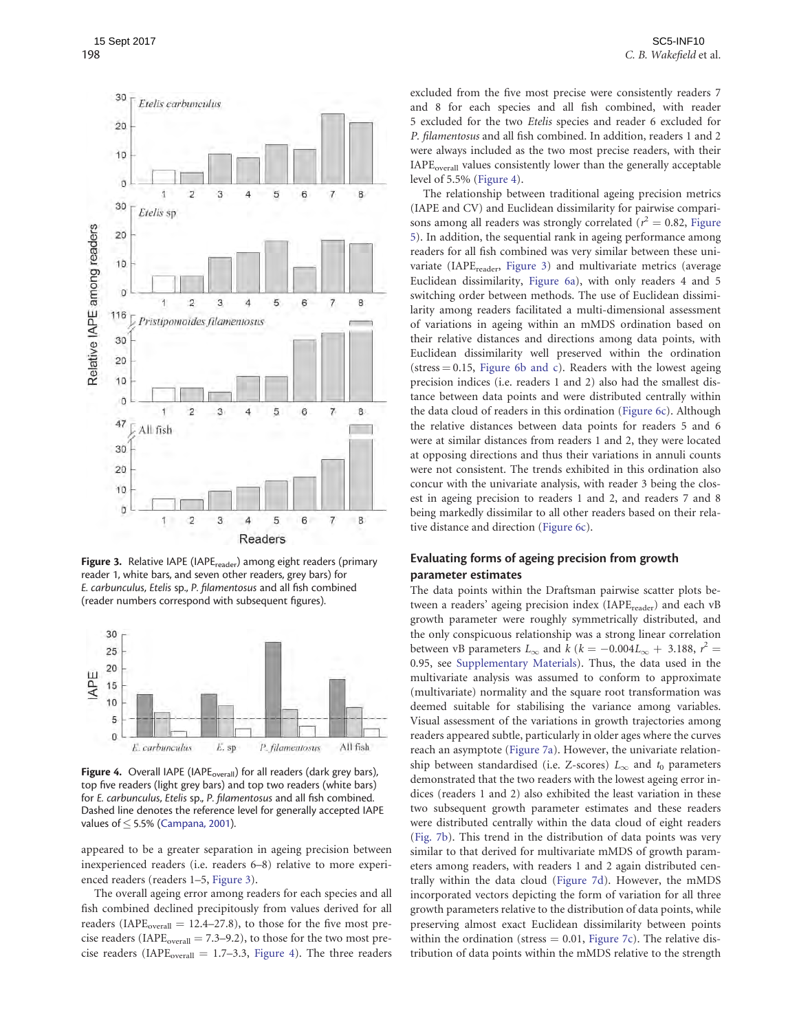Figure 3. Relative IAPE ($IAPE_{reader}$) among eight readers (primary reader 1, white bars, and seven other readers, grey bars) for *E. carbunculus*, *Etelis* sp., *P. filamentosus* and all fish combined (reader numbers correspond with subsequent figures).

Figure 4. Overall IAPE ($IAPE_{overall}$) for all readers (dark grey bars), top five readers (light grey bars) and top two readers (white bars) for *E. carbunculus*, *Etelis* sp., *P. filamentosus* and all fish combined. Dashed line denotes the reference level for generally accepted IAPE values of ≤ 5.5% (Campana, 2001).

appeared to be a greater separation in ageing precision between inexperienced readers (i.e. readers 6–8) relative to more experienced readers (readers 1–5, Figure 3).

The overall ageing error among readers for each species and all fish combined declined precipitously from values derived for all readers ($IAPE_{overall}$ = 12.4–27.8), to those for the five most precise readers ($IAPE_{overall}$ = 7.3–9.2), to those for the two most precise readers ($IAPE_{overall}$ = 1.7–3.3, Figure 4). The three readers excluded from the five most precise were consistently readers 7 and 8 for each species and all fish combined, with reader 5 excluded for the two *Etelis* species and reader 6 excluded for *P. filamentosus* and all fish combined. In addition, readers 1 and 2 were always included as the two most precise readers, with their $IAPE_{overall}$ values consistently lower than the generally acceptable level of 5.5% (Figure 4).

The relationship between traditional ageing precision metrics (IAPE and CV) and Euclidean dissimilarity for pairwise comparisons among all readers was strongly correlated ($r^2$ = 0.82, Figure 5). In addition, the sequential rank in ageing performance among readers for all fish combined was very similar between these univariate ($IAPE_{reader}$, Figure 3) and multivariate metrics (average Euclidean dissimilarity, Figure 6a), with only readers 4 and 5 switching order between methods. The use of Euclidean dissimilarity among readers facilitated a multi-dimensional assessment of variations in ageing within an mMDS ordination based on their relative distances and directions among data points, with Euclidean dissimilarity well preserved within the ordination (stress = 0.15, Figure 6b and c). Readers with the lowest ageing precision indices (i.e. readers 1 and 2) also had the smallest distance between data points and were distributed centrally within the data cloud of readers in this ordination (Figure 6c). Although the relative distances between data points for readers 5 and 6 were at similar distances from readers 1 and 2, they were located at opposing directions and thus their variations in annuli counts were not consistent. The trends exhibited in this ordination also concur with the univariate analysis, with reader 3 being the closest in ageing precision to readers 1 and 2, and readers 7 and 8 being markedly dissimilar to all other readers based on their relative distance and direction (Figure 6c).

## Evaluating forms of ageing precision from growth parameter estimates

The data points within the Draftsman pairwise scatter plots between a readers' ageing precision index ($IAPE_{reader}$) and each vB growth parameter were roughly symmetrically distributed, and the only conspicuous relationship was a strong linear correlation between vB parameters $L_\infty$ and $k$ ($k = -0.004L_\infty + 3.188$, $r^2$ = 0.95, see Supplementary Materials). Thus, the data used in the multivariate analysis was assumed to conform to approximate (multivariate) normality and the square root transformation was deemed suitable for stabilising the variance among variables. Visual assessment of the variations in growth trajectories among readers appeared subtle, particularly in older ages where the curves reach an asymptote (Figure 7a). However, the univariate relationship between standardised (i.e. Z-scores) $L_\infty$ and $t_0$ parameters demonstrated that the two readers with the lowest ageing error indices (readers 1 and 2) also exhibited the least variation in these two subsequent growth parameter estimates and these readers were distributed centrally within the data cloud of eight readers (Fig. 7b). This trend in the distribution of data points was very similar to that derived for multivariate mMDS of growth parameters among readers, with readers 1 and 2 again distributed centrally within the data cloud (Figure 7d). However, the mMDS incorporated vectors depicting the form of variation for all three growth parameters relative to the distribution of data points, while preserving almost exact Euclidean dissimilarity between points within the ordination (stress = 0.01, Figure 7c). The relative distribution of data points within the mMDS relative to the strength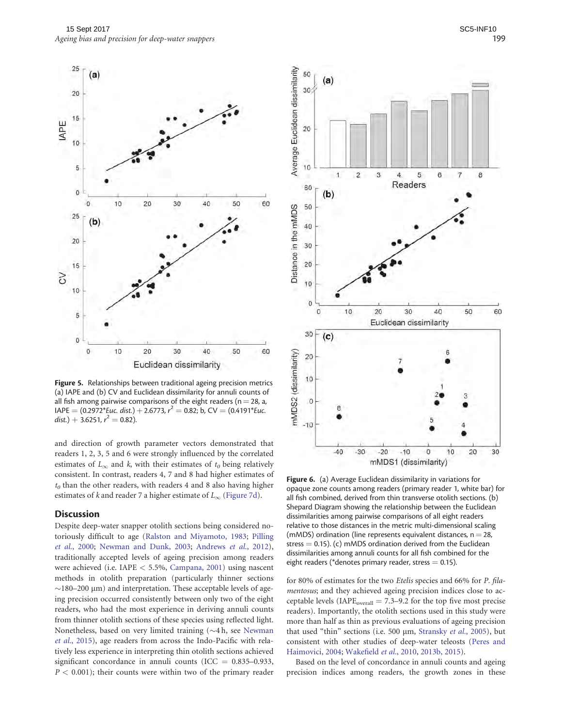Figure 5. Relationships between traditional ageing precision metrics (a) IAPE and (b) CV and Euclidean dissimilarity for annuli counts of all fish among pairwise comparisons of the eight readers (n = 28, a, IAPE = (0.2972*Euc. dist.) + 2.6773, $r^2$ = 0.82; b, CV = (0.4191*Euc. dist.) + 3.6251, $r^2$ = 0.82).

Figure 6. (a) Average Euclidean dissimilarity in variations for opaque zone counts among readers (primary reader 1, white bar) for all fish combined, derived from thin transverse otolith sections. (b) Shepard Diagram showing the relationship between the Euclidean dissimilarities among pairwise comparisons of all eight readers relative to those distances in the metric multi-dimensional scaling (mMDS) ordination (line represents equivalent distances, n = 28, stress = 0.15). (c) mMDS ordination derived from the Euclidean dissimilarities among annuli counts for all fish combined for the eight readers (*denotes primary reader, stress = 0.15).

and direction of growth parameter vectors demonstrated that readers 1, 2, 3, 5 and 6 were strongly influenced by the correlated estimates of $L_\infty$ and $k$, with their estimates of $t_0$ being relatively consistent. In contrast, readers 4, 7 and 8 had higher estimates of $t_0$ than the other readers, with readers 4 and 8 also having higher estimates of $k$ and reader 7 a higher estimate of $L_\infty$ (Figure 7d).

## Discussion

Despite deep-water snapper otolith sections being considered notoriously difficult to age (Ralston and Miyamoto, 1983; Pilling *et al.*, 2000; Newman and Dunk, 2003; Andrews *et al.*, 2012), traditionally accepted levels of ageing precision among readers were achieved (i.e. IAPE < 5.5%, Campana, 2001) using nascent methods in otolith preparation (particularly thinner sections ~180–200 μm) and interpretation. These acceptable levels of ageing precision occurred consistently between only two of the eight readers, who had the most experience in deriving annuli counts from thinner otolith sections of these species using reflected light. Nonetheless, based on very limited training (~4 h, see Newman *et al.*, 2015), age readers from across the Indo-Pacific with relatively less experience in interpreting thin otolith sections achieved significant concordance in annuli counts (ICC = 0.835–0.933, $P$ < 0.001); their counts were within two of the primary reader for 80% of estimates for the two *Etelis* species and 66% for *P. filamentosus*; and they achieved ageing precision indices close to acceptable levels ($IAPE_{overall}$ = 7.3–9.2 for the top five most precise readers). Importantly, the otolith sections used in this study were more than half as thin as previous evaluations of ageing precision that used "thin" sections (i.e. 500 μm, Stransky *et al.*, 2005), but consistent with other studies of deep-water teleosts (Peres and Haimovici, 2004; Wakefield *et al.*, 2010, 2013b, 2015).

Based on the level of concordance in annuli counts and ageing precision indices among readers, the growth zones in these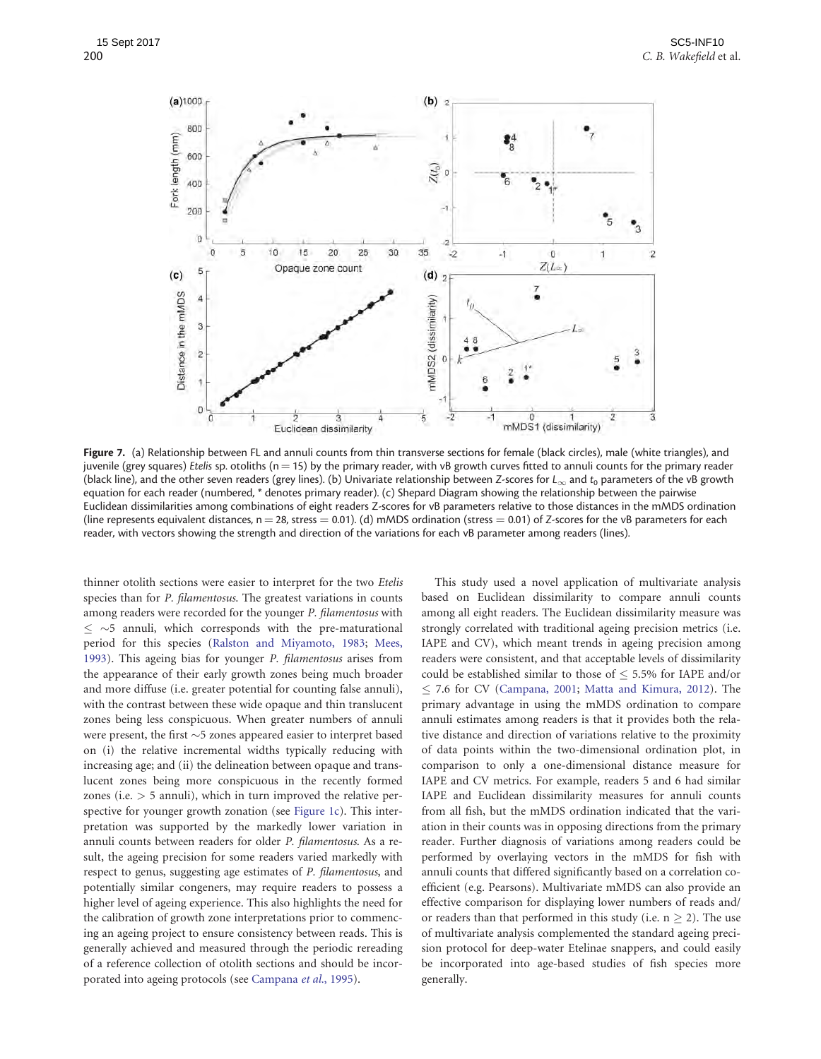**Figure 7.** (a) Relationship between FL and annuli counts from thin transverse sections for female (black circles), male (white triangles), and juvenile (grey squares) *Etelis* sp. otoliths (n = 15) by the primary reader, with vB growth curves fitted to annuli counts for the primary reader (black line), and the other seven readers (grey lines). (b) Univariate relationship between Z-scores for $L_\infty$ and $t_0$ parameters of the vB growth equation for each reader (numbered, * denotes primary reader). (c) Shepard Diagram showing the relationship between the pairwise Euclidean dissimilarities among combinations of eight readers Z-scores for vB parameters relative to those distances in the mMDS ordination (line represents equivalent distances, n = 28, stress = 0.01). (d) mMDS ordination (stress = 0.01) of Z-scores for the vB parameters for each reader, with vectors showing the strength and direction of the variations for each vB parameter among readers (lines).

thinner otolith sections were easier to interpret for the two *Etelis* species than for *P. filamentosus*. The greatest variations in counts among readers were recorded for the younger *P. filamentosus* with $\leq$ ~5 annuli, which corresponds with the pre-maturational period for this species (Ralston and Miyamoto, 1983; Mees, 1993). This ageing bias for younger *P. filamentosus* arises from the appearance of their early growth zones being much broader and more diffuse (i.e. greater potential for counting false annuli), with the contrast between these wide opaque and thin translucent zones being less conspicuous. When greater numbers of annuli were present, the first ~5 zones appeared easier to interpret based on (i) the relative incremental widths typically reducing with increasing age; and (ii) the delineation between opaque and translucent zones being more conspicuous in the recently formed zones (i.e. > 5 annuli), which in turn improved the relative perspective for younger growth zonation (see Figure 1c). This interpretation was supported by the markedly lower variation in annuli counts between readers for older *P. filamentosus*. As a result, the ageing precision for some readers varied markedly with respect to genus, suggesting age estimates of *P. filamentosus*, and potentially similar congeners, may require readers to possess a higher level of ageing experience. This also highlights the need for the calibration of growth zone interpretations prior to commencing an ageing project to ensure consistency between reads. This is generally achieved and measured through the periodic rereading of a reference collection of otolith sections and should be incorporated into ageing protocols (see Campana *et al.*, 1995).

This study used a novel application of multivariate analysis based on Euclidean dissimilarity to compare annuli counts among all eight readers. The Euclidean dissimilarity measure was strongly correlated with traditional ageing precision metrics (i.e. IAPE and CV), which meant trends in ageing precision among readers were consistent, and that acceptable levels of dissimilarity could be established similar to those of $\leq$ 5.5% for IAPE and/or $\leq$ 7.6 for CV (Campana, 2001; Matta and Kimura, 2012). The primary advantage in using the mMDS ordination to compare annuli estimates among readers is that it provides both the relative distance and direction of variations relative to the proximity of data points within the two-dimensional ordination plot, in comparison to only a one-dimensional distance measure for IAPE and CV metrics. For example, readers 5 and 6 had similar IAPE and Euclidean dissimilarity measures for annuli counts from all fish, but the mMDS ordination indicated that the variation in their counts was in opposing directions from the primary reader. Further diagnosis of variations among readers could be performed by overlaying vectors in the mMDS for fish with annuli counts that differed significantly based on a correlation coefficient (e.g. Pearsons). Multivariate mMDS can also provide an effective comparison for displaying lower numbers of reads and/or readers than that performed in this study (i.e. n $\geq$ 2). The use of multivariate analysis complemented the standard ageing precision protocol for deep-water Etelinae snappers, and could easily be incorporated into age-based studies of fish species more generally.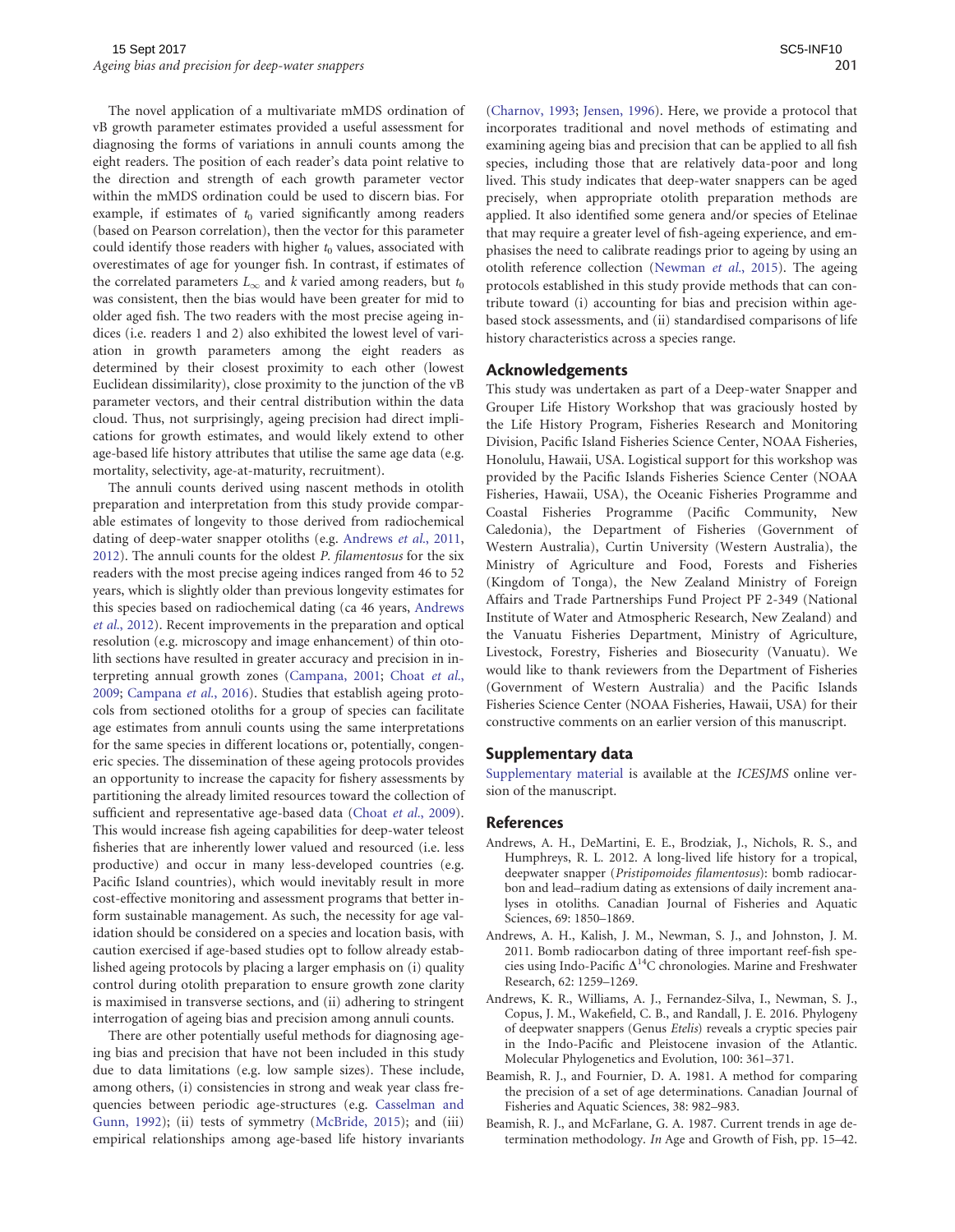The novel application of a multivariate mMDS ordination of vB growth parameter estimates provided a useful assessment for diagnosing the forms of variations in annuli counts among the eight readers. The position of each reader's data point relative to the direction and strength of each growth parameter vector within the mMDS ordination could be used to discern bias. For example, if estimates of $t_0$ varied significantly among readers (based on Pearson correlation), then the vector for this parameter could identify those readers with higher $t_0$ values, associated with overestimates of age for younger fish. In contrast, if estimates of the correlated parameters $L_\infty$ and $k$ varied among readers, but $t_0$ was consistent, then the bias would have been greater for mid to older aged fish. The two readers with the most precise ageing indices (i.e. readers 1 and 2) also exhibited the lowest level of variation in growth parameters among the eight readers as determined by their closest proximity to each other (lowest Euclidean dissimilarity), close proximity to the junction of the vB parameter vectors, and their central distribution within the data cloud. Thus, not surprisingly, ageing precision had direct implications for growth estimates, and would likely extend to other age-based life history attributes that utilise the same age data (e.g. mortality, selectivity, age-at-maturity, recruitment).

The annuli counts derived using nascent methods in otolith preparation and interpretation from this study provide comparable estimates of longevity to those derived from radiochemical dating of deep-water snapper otoliths (e.g. Andrews *et al.*, 2011, 2012). The annuli counts for the oldest *P. filamentosus* for the six readers with the most precise ageing indices ranged from 46 to 52 years, which is slightly older than previous longevity estimates for this species based on radiochemical dating (ca 46 years, Andrews *et al.*, 2012). Recent improvements in the preparation and optical resolution (e.g. microscopy and image enhancement) of thin otolith sections have resulted in greater accuracy and precision in interpreting annual growth zones (Campana, 2001; Choat *et al.*, 2009; Campana *et al.*, 2016). Studies that establish ageing protocols from sectioned otoliths for a group of species can facilitate age estimates from annuli counts using the same interpretations for the same species in different locations or, potentially, congeneric species. The dissemination of these ageing protocols provides an opportunity to increase the capacity for fishery assessments by partitioning the already limited resources toward the collection of sufficient and representative age-based data (Choat *et al.*, 2009). This would increase fish ageing capabilities for deep-water teleost fisheries that are inherently lower valued and resourced (i.e. less productive) and occur in many less-developed countries (e.g. Pacific Island countries), which would inevitably result in more cost-effective monitoring and assessment programs that better inform sustainable management. As such, the necessity for age validation should be considered on a species and location basis, with caution exercised if age-based studies opt to follow already established ageing protocols by placing a larger emphasis on (i) quality control during otolith preparation to ensure growth zone clarity is maximised in transverse sections, and (ii) adhering to stringent interrogation of ageing bias and precision among annuli counts.

There are other potentially useful methods for diagnosing ageing bias and precision that have not been included in this study due to data limitations (e.g. low sample sizes). These include, among others, (i) consistencies in strong and weak year class frequencies between periodic age-structures (e.g. Casselman and Gunn, 1992); (ii) tests of symmetry (McBride, 2015); and (iii) empirical relationships among age-based life history invariants (Charnov, 1993; Jensen, 1996). Here, we provide a protocol that incorporates traditional and novel methods of estimating and examining ageing bias and precision that can be applied to all fish species, including those that are relatively data-poor and long lived. This study indicates that deep-water snappers can be aged precisely, when appropriate otolith preparation methods are applied. It also identified some genera and/or species of Etelinae that may require a greater level of fish-ageing experience, and emphasises the need to calibrate readings prior to ageing by using an otolith reference collection (Newman *et al.*, 2015). The ageing protocols established in this study provide methods that can contribute toward (i) accounting for bias and precision within age-based stock assessments, and (ii) standardised comparisons of life history characteristics across a species range.

## Acknowledgements

This study was undertaken as part of a Deep-water Snapper and Grouper Life History Workshop that was graciously hosted by the Life History Program, Fisheries Research and Monitoring Division, Pacific Island Fisheries Science Center, NOAA Fisheries, Honolulu, Hawaii, USA. Logistical support for this workshop was provided by the Pacific Islands Fisheries Science Center (NOAA Fisheries, Hawaii, USA), the Oceanic Fisheries Programme and Coastal Fisheries Programme (Pacific Community, New Caledonia), the Department of Fisheries (Government of Western Australia), Curtin University (Western Australia), the Ministry of Agriculture and Food, Forests and Fisheries (Kingdom of Tonga), the New Zealand Ministry of Foreign Affairs and Trade Partnerships Fund Project PF 2-349 (National Institute of Water and Atmospheric Research, New Zealand) and the Vanuatu Fisheries Department, Ministry of Agriculture, Livestock, Forestry, Fisheries and Biosecurity (Vanuatu). We would like to thank reviewers from the Department of Fisheries (Government of Western Australia) and the Pacific Islands Fisheries Science Center (NOAA Fisheries, Hawaii, USA) for their constructive comments on an earlier version of this manuscript.

## Supplementary data

Supplementary material is available at the *ICESJMS* online version of the manuscript.

## References

Andrews, A. H., DeMartini, E. E., Brodziak, J., Nichols, R. S., and Humphreys, R. L. 2012. A long-lived life history for a tropical, deepwater snapper (*Pristipomoides filamentosus*): bomb radiocarbon and lead–radium dating as extensions of daily increment analyses in otoliths. Canadian Journal of Fisheries and Aquatic Sciences, 69: 1850–1869.

Andrews, A. H., Kalish, J. M., Newman, S. J., and Johnston, J. M. 2011. Bomb radiocarbon dating of three important reef-fish species using Indo-Pacific $\Delta^{14}$C chronologies. Marine and Freshwater Research, 62: 1259–1269.

Andrews, K. R., Williams, A. J., Fernandez-Silva, I., Newman, S. J., Copus, J. M., Wakefield, C. B., and Randall, J. E. 2016. Phylogeny of deepwater snappers (Genus *Etelis*) reveals a cryptic species pair in the Indo-Pacific and Pleistocene invasion of the Atlantic. Molecular Phylogenetics and Evolution, 100: 361–371.

Beamish, R. J., and Fournier, D. A. 1981. A method for comparing the precision of a set of age determinations. Canadian Journal of Fisheries and Aquatic Sciences, 38: 982–983.

Beamish, R. J., and McFarlane, G. A. 1987. Current trends in age determination methodology. *In* Age and Growth of Fish, pp. 15–42.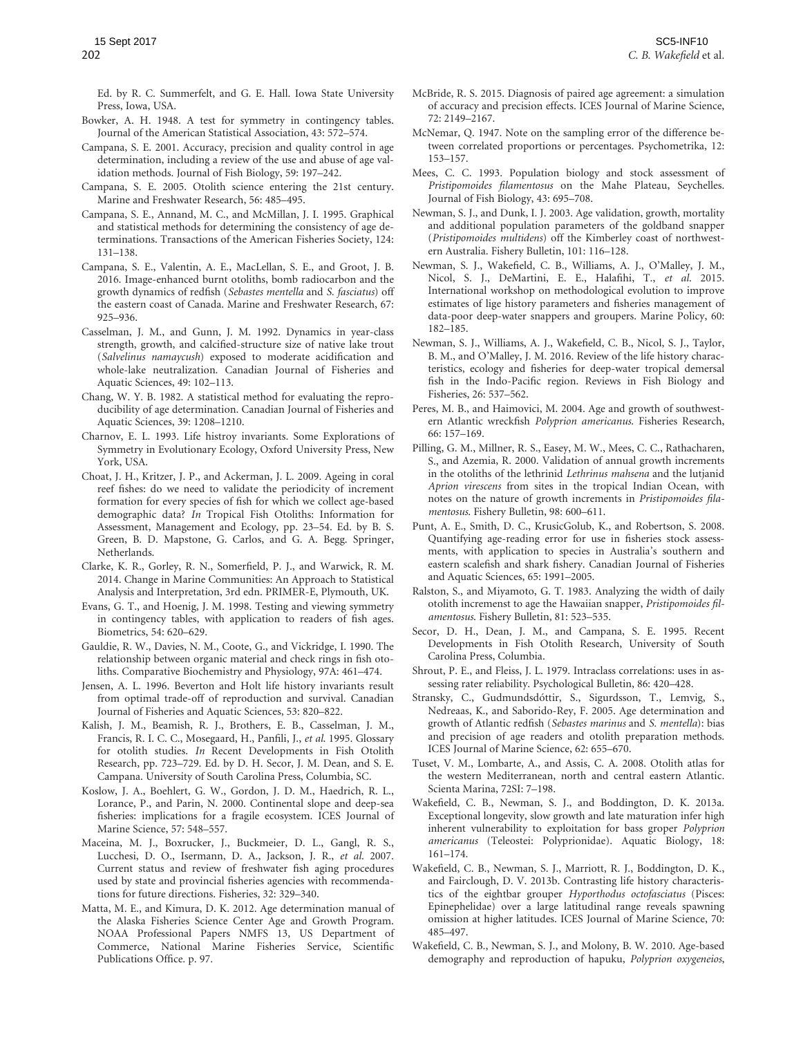Ed. by R. C. Summerfelt, and G. E. Hall. Iowa State University Press, Iowa, USA.

Bowker, A. H. 1948. A test for symmetry in contingency tables. Journal of the American Statistical Association, 43: 572–574.

Campana, S. E. 2001. Accuracy, precision and quality control in age determination, including a review of the use and abuse of age validation methods. Journal of Fish Biology, 59: 197–242.

Campana, S. E. 2005. Otolith science entering the 21st century. Marine and Freshwater Research, 56: 485–495.

Campana, S. E., Annand, M. C., and McMillan, J. I. 1995. Graphical and statistical methods for determining the consistency of age determinations. Transactions of the American Fisheries Society, 124: 131–138.

Campana, S. E., Valentin, A. E., MacLellan, S. E., and Groot, J. B. 2016. Image-enhanced burnt otoliths, bomb radiocarbon and the growth dynamics of redfish (*Sebastes mentella* and *S. fasciatus*) off the eastern coast of Canada. Marine and Freshwater Research, 67: 925–936.

Casselman, J. M., and Gunn, J. M. 1992. Dynamics in year-class strength, growth, and calcified-structure size of native lake trout (*Salvelinus namaycush*) exposed to moderate acidification and whole-lake neutralization. Canadian Journal of Fisheries and Aquatic Sciences, 49: 102–113.

Chang, W. Y. B. 1982. A statistical method for evaluating the reproducibility of age determination. Canadian Journal of Fisheries and Aquatic Sciences, 39: 1208–1210.

Charnov, E. L. 1993. Life histroy invariants. Some Explorations of Symmetry in Evolutionary Ecology, Oxford University Press, New York, USA.

Choat, J. H., Kritzer, J. P., and Ackerman, J. L. 2009. Ageing in coral reef fishes: do we need to validate the periodicity of increment formation for every species of fish for which we collect age-based demographic data? *In* Tropical Fish Otoliths: Information for Assessment, Management and Ecology, pp. 23–54. Ed. by B. S. Green, B. D. Mapstone, G. Carlos, and G. A. Begg. Springer, Netherlands.

Clarke, K. R., Gorley, R. N., Somerfield, P. J., and Warwick, R. M. 2014. Change in Marine Communities: An Approach to Statistical Analysis and Interpretation, 3rd edn. PRIMER-E, Plymouth, UK.

Evans, G. T., and Hoenig, J. M. 1998. Testing and viewing symmetry in contingency tables, with application to readers of fish ages. Biometrics, 54: 620–629.

Gauldie, R. W., Davies, N. M., Coote, G., and Vickridge, I. 1990. The relationship between organic material and check rings in fish otoliths. Comparative Biochemistry and Physiology, 97A: 461–474.

Jensen, A. L. 1996. Beverton and Holt life history invariants result from optimal trade-off of reproduction and survival. Canadian Journal of Fisheries and Aquatic Sciences, 53: 820–822.

Kalish, J. M., Beamish, R. J., Brothers, E. B., Casselman, J. M., Francis, R. I. C. C., Mosegaard, H., Panfili, J., *et al.* 1995. Glossary for otolith studies. *In* Recent Developments in Fish Otolith Research, pp. 723–729. Ed. by D. H. Secor, J. M. Dean, and S. E. Campana. University of South Carolina Press, Columbia, SC.

Koslow, J. A., Boehlert, G. W., Gordon, J. D. M., Haedrich, R. L., Lorance, P., and Parin, N. 2000. Continental slope and deep-sea fisheries: implications for a fragile ecosystem. ICES Journal of Marine Science, 57: 548–557.

Maceina, M. J., Boxrucker, J., Buckmeier, D. L., Gangl, R. S., Lucchesi, D. O., Isermann, D. A., Jackson, J. R., *et al.* 2007. Current status and review of freshwater fish aging procedures used by state and provincial fisheries agencies with recommendations for future directions. Fisheries, 32: 329–340.

Matta, M. E., and Kimura, D. K. 2012. Age determination manual of the Alaska Fisheries Science Center Age and Growth Program. NOAA Professional Papers NMFS 13, US Department of Commerce, National Marine Fisheries Service, Scientific Publications Office. p. 97.

McBride, R. S. 2015. Diagnosis of paired age agreement: a simulation of accuracy and precision effects. ICES Journal of Marine Science, 72: 2149–2167.

McNemar, Q. 1947. Note on the sampling error of the difference between correlated proportions or percentages. Psychometrika, 12: 153–157.

Mees, C. C. 1993. Population biology and stock assessment of *Pristipomoides filamentosus* on the Mahe Plateau, Seychelles. Journal of Fish Biology, 43: 695–708.

Newman, S. J., and Dunk, I. J. 2003. Age validation, growth, mortality and additional population parameters of the goldband snapper (*Pristipomoides multidens*) off the Kimberley coast of northwestern Australia. Fishery Bulletin, 101: 116–128.

Newman, S. J., Wakefield, C. B., Williams, A. J., O'Malley, J. M., Nicol, S. J., DeMartini, E. E., Halafihi, T., *et al.* 2015. International workshop on methodological evolution to improve estimates of lige history parameters and fisheries management of data-poor deep-water snappers and groupers. Marine Policy, 60: 182–185.

Newman, S. J., Williams, A. J., Wakefield, C. B., Nicol, S. J., Taylor, B. M., and O'Malley, J. M. 2016. Review of the life history characteristics, ecology and fisheries for deep-water tropical demersal fish in the Indo-Pacific region. Reviews in Fish Biology and Fisheries, 26: 537–562.

Peres, M. B., and Haimovici, M. 2004. Age and growth of southwestern Atlantic wreckfish *Polyprion americanus*. Fisheries Research, 66: 157–169.

Pilling, G. M., Millner, R. S., Easey, M. W., Mees, C. C., Rathacharen, S., and Azemia, R. 2000. Validation of annual growth increments in the otoliths of the lethrinid *Lethrinus mahsena* and the lutjanid *Aprion virescens* from sites in the tropical Indian Ocean, with notes on the nature of growth increments in *Pristipomoides filamentosus*. Fishery Bulletin, 98: 600–611.

Punt, A. E., Smith, D. C., KrusicGolub, K., and Robertson, S. 2008. Quantifying age-reading error for use in fisheries stock assessments, with application to species in Australia's southern and eastern scalefish and shark fishery. Canadian Journal of Fisheries and Aquatic Sciences, 65: 1991–2005.

Ralston, S., and Miyamoto, G. T. 1983. Analyzing the width of daily otolith increment to age the Hawaiian snapper, *Pristipomoides filamentosus*. Fishery Bulletin, 81: 523–535.

Secor, D. H., Dean, J. M., and Campana, S. E. 1995. Recent Developments in Fish Otolith Research, University of South Carolina Press, Columbia.

Shrout, P. E., and Fleiss, J. L. 1979. Intraclass correlations: uses in assessing rater reliability. Psychological Bulletin, 86: 420–428.

Stransky, C., Gudmundsdóttir, S., Sigurdsson, T., Lemvig, S., Nedreaas, K., and Saborido-Rey, F. 2005. Age determination and growth of Atlantic redfish (*Sebastes marinus* and *S. mentella*): bias and precision of age readers and otolith preparation methods. ICES Journal of Marine Science, 62: 655–670.

Tuset, V. M., Lombarte, A., and Assis, C. A. 2008. Otolith atlas for the western Mediterranean, north and central eastern Atlantic. Scienta Marina, 72SI: 7–198.

Wakefield, C. B., Newman, S. J., and Boddington, D. K. 2013a. Exceptional longevity, slow growth and late maturation infer high inherent vulnerability to exploitation for bass groper *Polyprion americanus* (Teleostei: Polyprionidae). Aquatic Biology, 18: 161–174.

Wakefield, C. B., Newman, S. J., Marriott, R. J., Boddington, D. K., and Fairclough, D. V. 2013b. Contrasting life history characteristics of the eightbar grouper *Hyporthodus octofasciatus* (Pisces: Epinephelidae) over a large latitudinal range reveals spawning omission at higher latitudes. ICES Journal of Marine Science, 70: 485–497.

Wakefield, C. B., Newman, S. J., and Molony, B. W. 2010. Age-based demography and reproduction of hapuku, *Polyprion oxygeneios*,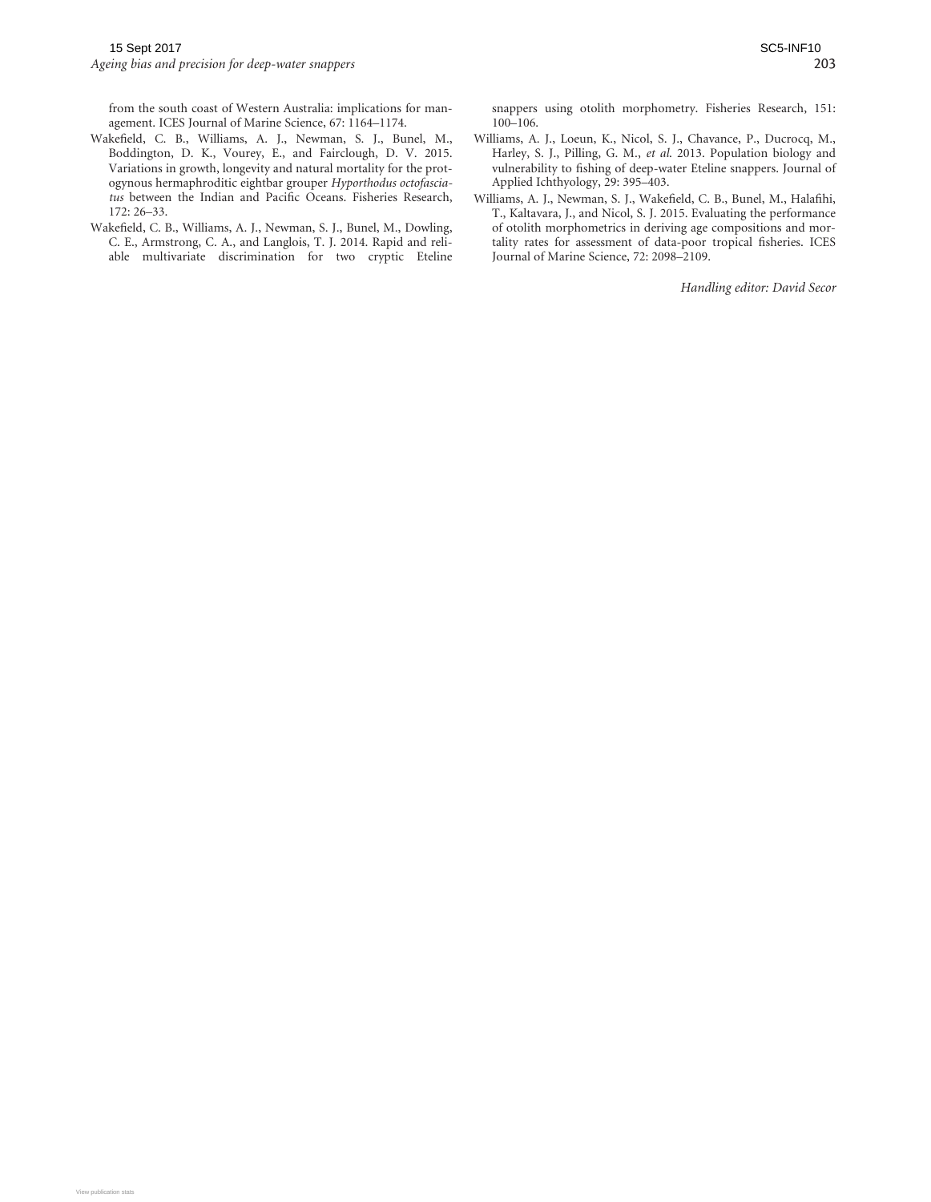from the south coast of Western Australia: implications for management. ICES Journal of Marine Science, 67: 1164–1174.

Wakefield, C. B., Williams, A. J., Newman, S. J., Bunel, M., Boddington, D. K., Vourey, E., and Fairclough, D. V. 2015. Variations in growth, longevity and natural mortality for the protogynous hermaphroditic eightbar grouper *Hyporthodus octofasciatus* between the Indian and Pacific Oceans. Fisheries Research, 172: 26–33.

Wakefield, C. B., Williams, A. J., Newman, S. J., Bunel, M., Dowling, C. E., Armstrong, C. A., and Langlois, T. J. 2014. Rapid and reliable multivariate discrimination for two cryptic Eteline snappers using otolith morphometry. Fisheries Research, 151: 100–106.

Williams, A. J., Loeun, K., Nicol, S. J., Chavance, P., Ducrocq, M., Harley, S. J., Pilling, G. M., *et al*. 2013. Population biology and vulnerability to fishing of deep-water Eteline snappers. Journal of Applied Ichthyology, 29: 395–403.

Williams, A. J., Newman, S. J., Wakefield, C. B., Bunel, M., Halafihi, T., Kaltavara, J., and Nicol, S. J. 2015. Evaluating the performance of otolith morphometrics in deriving age compositions and mortality rates for assessment of data-poor tropical fisheries. ICES Journal of Marine Science, 72: 2098–2109.

*Handling editor: David Secor*